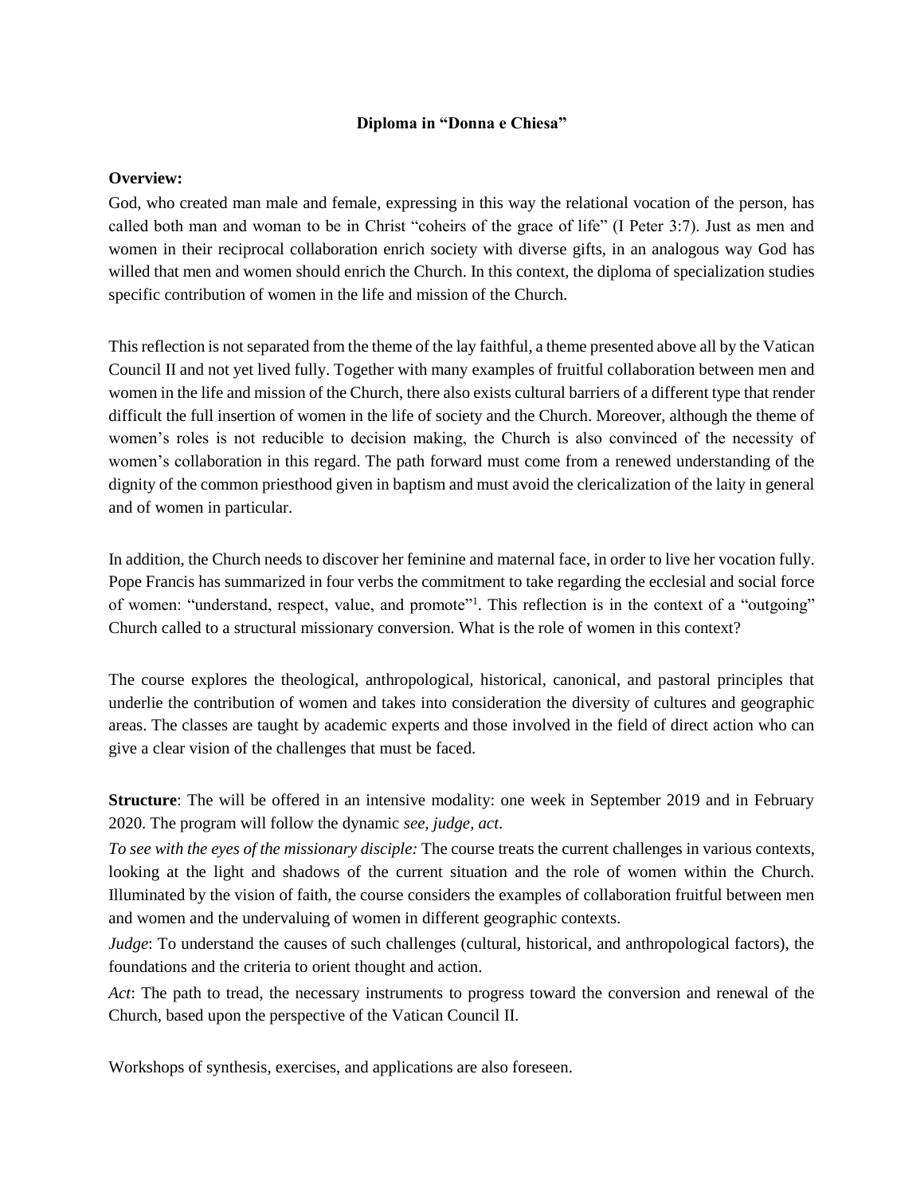**Diploma in "Donna e Chiesa"**

**Overview:**

God, who created man male and female, expressing in this way the relational vocation of the person, has called both man and woman to be in Christ "coheirs of the grace of life" (I Peter 3:7). Just as men and women in their reciprocal collaboration enrich society with diverse gifts, in an analogous way God has willed that men and women should enrich the Church. In this context, the diploma of specialization studies specific contribution of women in the life and mission of the Church.

This reflection is not separated from the theme of the lay faithful, a theme presented above all by the Vatican Council II and not yet lived fully. Together with many examples of fruitful collaboration between men and women in the life and mission of the Church, there also exists cultural barriers of a different type that render difficult the full insertion of women in the life of society and the Church. Moreover, although the theme of women's roles is not reducible to decision making, the Church is also convinced of the necessity of women's collaboration in this regard. The path forward must come from a renewed understanding of the dignity of the common priesthood given in baptism and must avoid the clericalization of the laity in general and of women in particular.

In addition, the Church needs to discover her feminine and maternal face, in order to live her vocation fully. Pope Francis has summarized in four verbs the commitment to take regarding the ecclesial and social force of women: "understand, respect, value, and promote"[1]. This reflection is in the context of a "outgoing" Church called to a structural missionary conversion. What is the role of women in this context?

The course explores the theological, anthropological, historical, canonical, and pastoral principles that underlie the contribution of women and takes into consideration the diversity of cultures and geographic areas. The classes are taught by academic experts and those involved in the field of direct action who can give a clear vision of the challenges that must be faced.

**Structure**: The will be offered in an intensive modality: one week in September 2019 and in February 2020. The program will follow the dynamic *see, judge, act*.

*To see with the eyes of the missionary disciple:* The course treats the current challenges in various contexts, looking at the light and shadows of the current situation and the role of women within the Church. Illuminated by the vision of faith, the course considers the examples of collaboration fruitful between men and women and the undervaluing of women in different geographic contexts.

*Judge*: To understand the causes of such challenges (cultural, historical, and anthropological factors), the foundations and the criteria to orient thought and action.

*Act*: The path to tread, the necessary instruments to progress toward the conversion and renewal of the Church, based upon the perspective of the Vatican Council II.

Workshops of synthesis, exercises, and applications are also foreseen.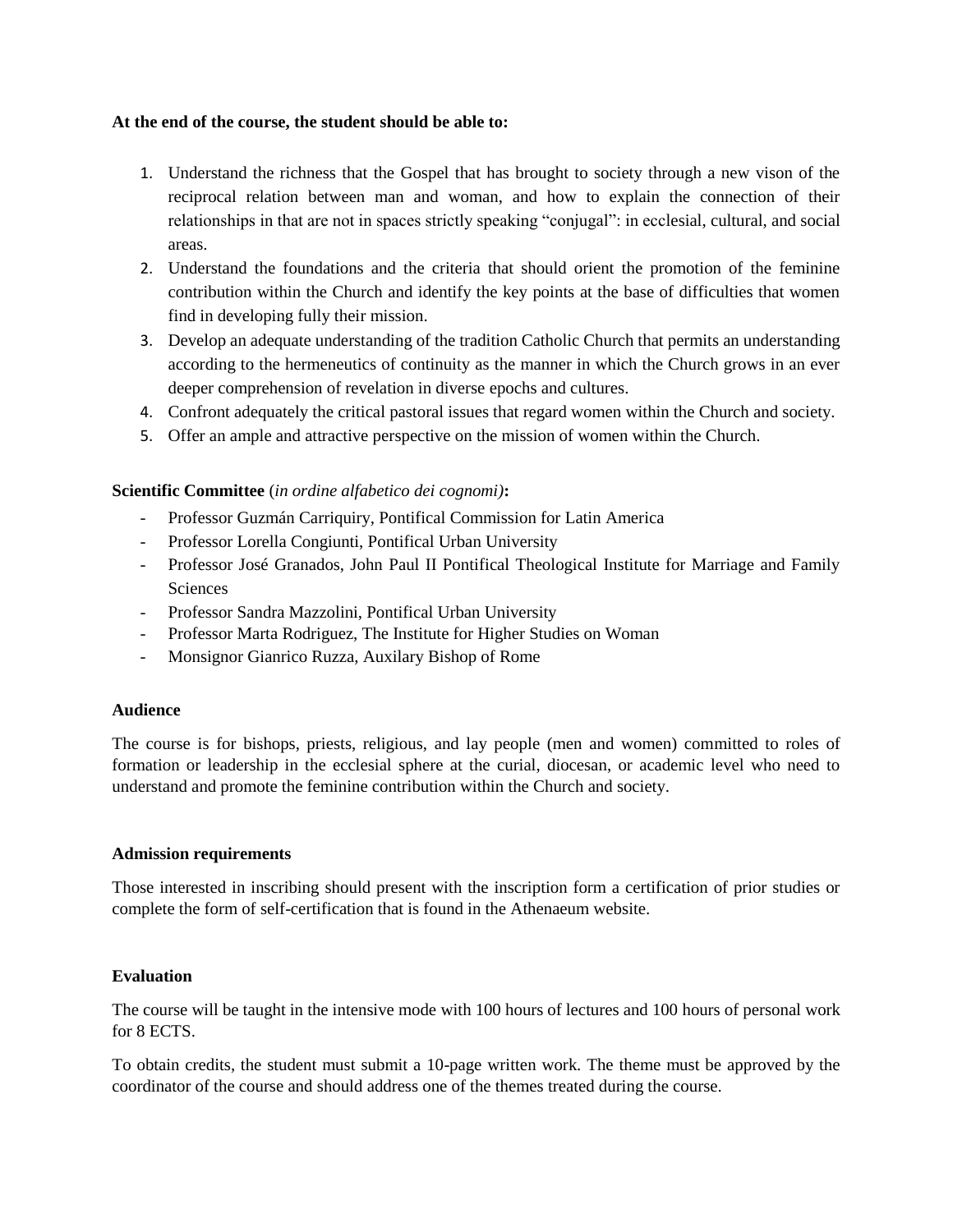**At the end of the course, the student should be able to:**

1. Understand the richness that the Gospel that has brought to society through a new vison of the reciprocal relation between man and woman, and how to explain the connection of their relationships in that are not in spaces strictly speaking "conjugal": in ecclesial, cultural, and social areas.
2. Understand the foundations and the criteria that should orient the promotion of the feminine contribution within the Church and identify the key points at the base of difficulties that women find in developing fully their mission.
3. Develop an adequate understanding of the tradition Catholic Church that permits an understanding according to the hermeneutics of continuity as the manner in which the Church grows in an ever deeper comprehension of revelation in diverse epochs and cultures.
4. Confront adequately the critical pastoral issues that regard women within the Church and society.
5. Offer an ample and attractive perspective on the mission of women within the Church.

**Scientific Committee** (*in ordine alfabetico dei cognomi)***:**

- Professor Guzmán Carriquiry, Pontifical Commission for Latin America
- Professor Lorella Congiunti, Pontifical Urban University
- Professor José Granados, John Paul II Pontifical Theological Institute for Marriage and Family Sciences
- Professor Sandra Mazzolini, Pontifical Urban University
- Professor Marta Rodriguez, The Institute for Higher Studies on Woman
- Monsignor Gianrico Ruzza, Auxilary Bishop of Rome

**Audience**

The course is for bishops, priests, religious, and lay people (men and women) committed to roles of formation or leadership in the ecclesial sphere at the curial, diocesan, or academic level who need to understand and promote the feminine contribution within the Church and society.

**Admission requirements**

Those interested in inscribing should present with the inscription form a certification of prior studies or complete the form of self-certification that is found in the Athenaeum website.

**Evaluation**

The course will be taught in the intensive mode with 100 hours of lectures and 100 hours of personal work for 8 ECTS.

To obtain credits, the student must submit a 10-page written work. The theme must be approved by the coordinator of the course and should address one of the themes treated during the course.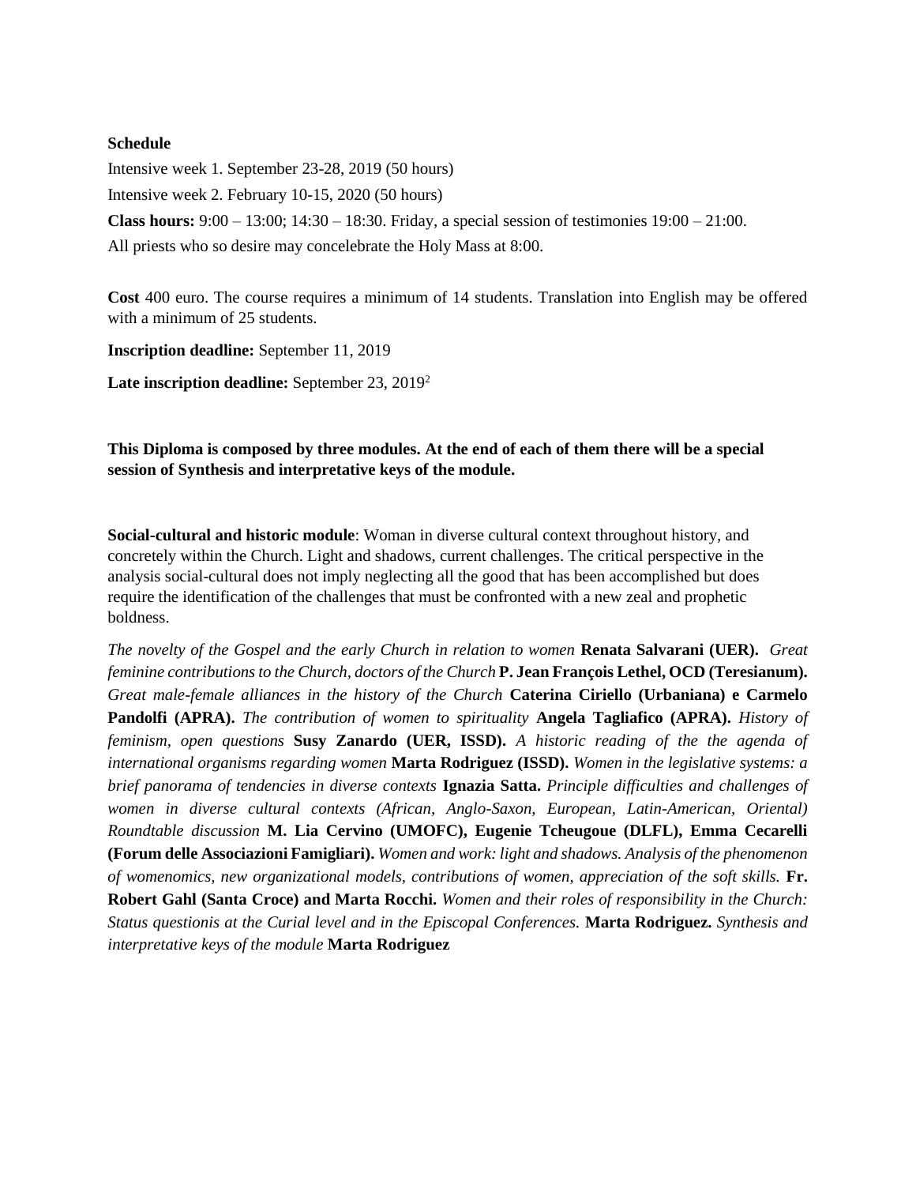**Schedule**

Intensive week 1. September 23-28, 2019 (50 hours)

Intensive week 2. February 10-15, 2020 (50 hours)

**Class hours:** 9:00 – 13:00; 14:30 – 18:30. Friday, a special session of testimonies 19:00 – 21:00.

All priests who so desire may concelebrate the Holy Mass at 8:00.

**Cost** 400 euro. The course requires a minimum of 14 students. Translation into English may be offered with a minimum of 25 students.

**Inscription deadline:** September 11, 2019

**Late inscription deadline:** September 23, 2019[2]

**This Diploma is composed by three modules. At the end of each of them there will be a special session of Synthesis and interpretative keys of the module.**

**Social-cultural and historic module**: Woman in diverse cultural context throughout history, and concretely within the Church. Light and shadows, current challenges. The critical perspective in the analysis social-cultural does not imply neglecting all the good that has been accomplished but does require the identification of the challenges that must be confronted with a new zeal and prophetic boldness.

*The novelty of the Gospel and the early Church in relation to women* **Renata Salvarani (UER).** *Great feminine contributions to the Church, doctors of the Church* **P. Jean François Lethel, OCD (Teresianum).** *Great male-female alliances in the history of the Church* **Caterina Ciriello (Urbaniana) e Carmelo Pandolfi (APRA).** *The contribution of women to spirituality* **Angela Tagliafico (APRA).** *History of feminism, open questions* **Susy Zanardo (UER, ISSD).** *A historic reading of the the agenda of international organisms regarding women* **Marta Rodriguez (ISSD).** *Women in the legislative systems: a brief panorama of tendencies in diverse contexts* **Ignazia Satta.** *Principle difficulties and challenges of women in diverse cultural contexts (African, Anglo-Saxon, European, Latin-American, Oriental) Roundtable discussion* **M. Lia Cervino (UMOFC), Eugenie Tcheugoue (DLFL), Emma Cecarelli (Forum delle Associazioni Famigliari).** *Women and work: light and shadows. Analysis of the phenomenon of womenomics, new organizational models, contributions of women, appreciation of the soft skills.* **Fr. Robert Gahl (Santa Croce) and Marta Rocchi.** *Women and their roles of responsibility in the Church: Status questionis at the Curial level and in the Episcopal Conferences.* **Marta Rodriguez.** *Synthesis and interpretative keys of the module* **Marta Rodriguez**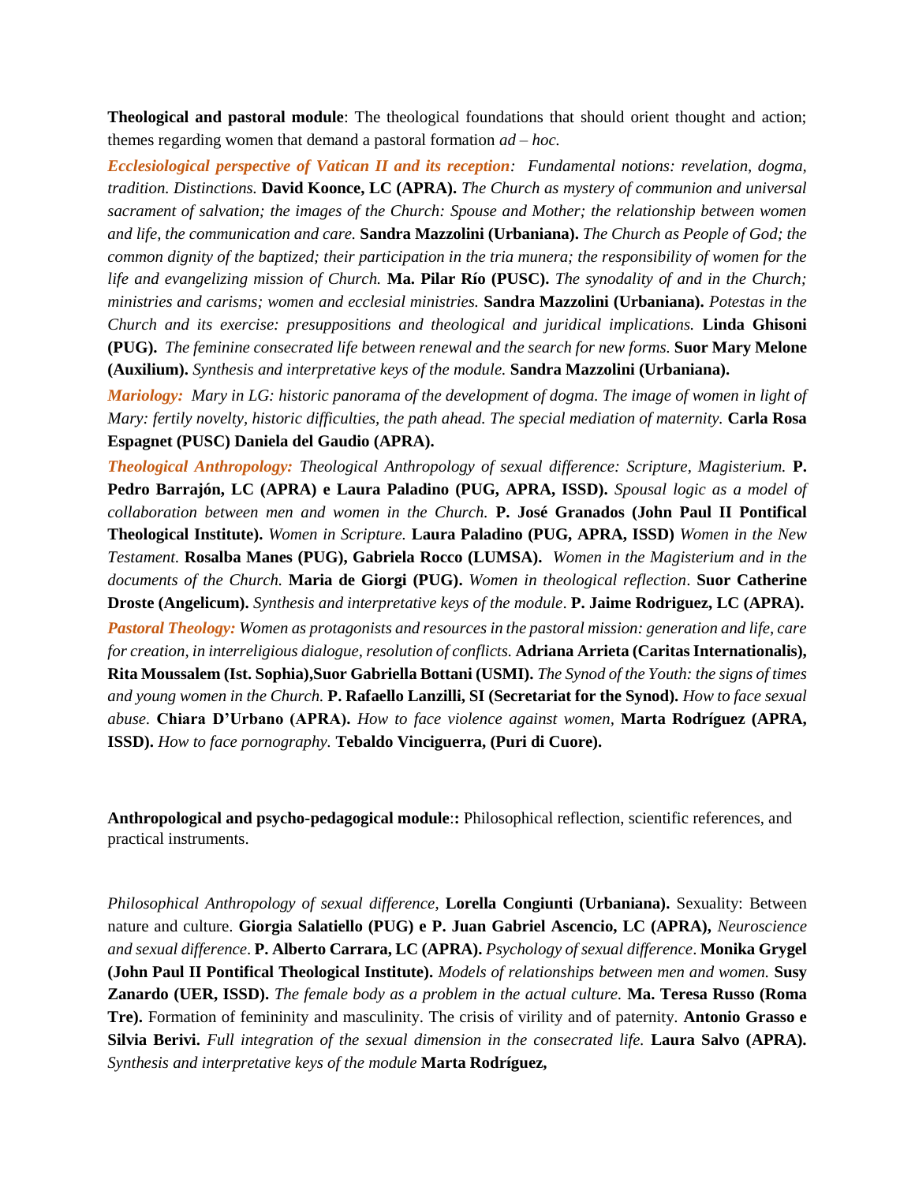**Theological and pastoral module**: The theological foundations that should orient thought and action; themes regarding women that demand a pastoral formation *ad – hoc.*

***Ecclesiological perspective of Vatican II and its reception****: Fundamental notions: revelation, dogma, tradition. Distinctions.* **David Koonce, LC (APRA).** *The Church as mystery of communion and universal sacrament of salvation; the images of the Church: Spouse and Mother; the relationship between women and life, the communication and care.* **Sandra Mazzolini (Urbaniana).** *The Church as People of God; the common dignity of the baptized; their participation in the tria munera; the responsibility of women for the life and evangelizing mission of Church.* **Ma. Pilar Río (PUSC).** *The synodality of and in the Church; ministries and carisms; women and ecclesial ministries.* **Sandra Mazzolini (Urbaniana).** *Potestas in the Church and its exercise: presuppositions and theological and juridical implications.* **Linda Ghisoni (PUG).** *The feminine consecrated life between renewal and the search for new forms.* **Suor Mary Melone (Auxilium).** *Synthesis and interpretative keys of the module.* **Sandra Mazzolini (Urbaniana).**

***Mariology:*** *Mary in LG: historic panorama of the development of dogma. The image of women in light of Mary: fertily novelty, historic difficulties, the path ahead. The special mediation of maternity.* **Carla Rosa Espagnet (PUSC) Daniela del Gaudio (APRA).**

***Theological Anthropology:*** *Theological Anthropology of sexual difference: Scripture, Magisterium.* **P. Pedro Barrajón, LC (APRA) e Laura Paladino (PUG, APRA, ISSD).** *Spousal logic as a model of collaboration between men and women in the Church.* **P. José Granados (John Paul II Pontifical Theological Institute).** *Women in Scripture.* **Laura Paladino (PUG, APRA, ISSD)** *Women in the New Testament.* **Rosalba Manes (PUG), Gabriela Rocco (LUMSA).** *Women in the Magisterium and in the documents of the Church.* **Maria de Giorgi (PUG).** *Women in theological reflection*. **Suor Catherine Droste (Angelicum).** *Synthesis and interpretative keys of the module*. **P. Jaime Rodriguez, LC (APRA).**

***Pastoral Theology:*** *Women as protagonists and resources in the pastoral mission: generation and life, care for creation, in interreligious dialogue, resolution of conflicts.* **Adriana Arrieta (Caritas Internationalis), Rita Moussalem (Ist. Sophia),Suor Gabriella Bottani (USMI).** *The Synod of the Youth: the signs of times and young women in the Church.* **P. Rafaello Lanzilli, SI (Secretariat for the Synod).** *How to face sexual abuse.* **Chiara D'Urbano (APRA).** *How to face violence against women,* **Marta Rodríguez (APRA, ISSD).** *How to face pornography.* **Tebaldo Vinciguerra, (Puri di Cuore).**

**Anthropological and psycho-pedagogical module::** Philosophical reflection, scientific references, and practical instruments.

*Philosophical Anthropology of sexual difference,* **Lorella Congiunti (Urbaniana).** Sexuality: Between nature and culture. **Giorgia Salatiello (PUG) e P. Juan Gabriel Ascencio, LC (APRA),** *Neuroscience and sexual difference*. **P. Alberto Carrara, LC (APRA).** *Psychology of sexual difference*. **Monika Grygel (John Paul II Pontifical Theological Institute).** *Models of relationships between men and women.* **Susy Zanardo (UER, ISSD).** *The female body as a problem in the actual culture.* **Ma. Teresa Russo (Roma Tre).** Formation of femininity and masculinity. The crisis of virility and of paternity. **Antonio Grasso e Silvia Berivi.** *Full integration of the sexual dimension in the consecrated life.* **Laura Salvo (APRA).** *Synthesis and interpretative keys of the module* **Marta Rodríguez,**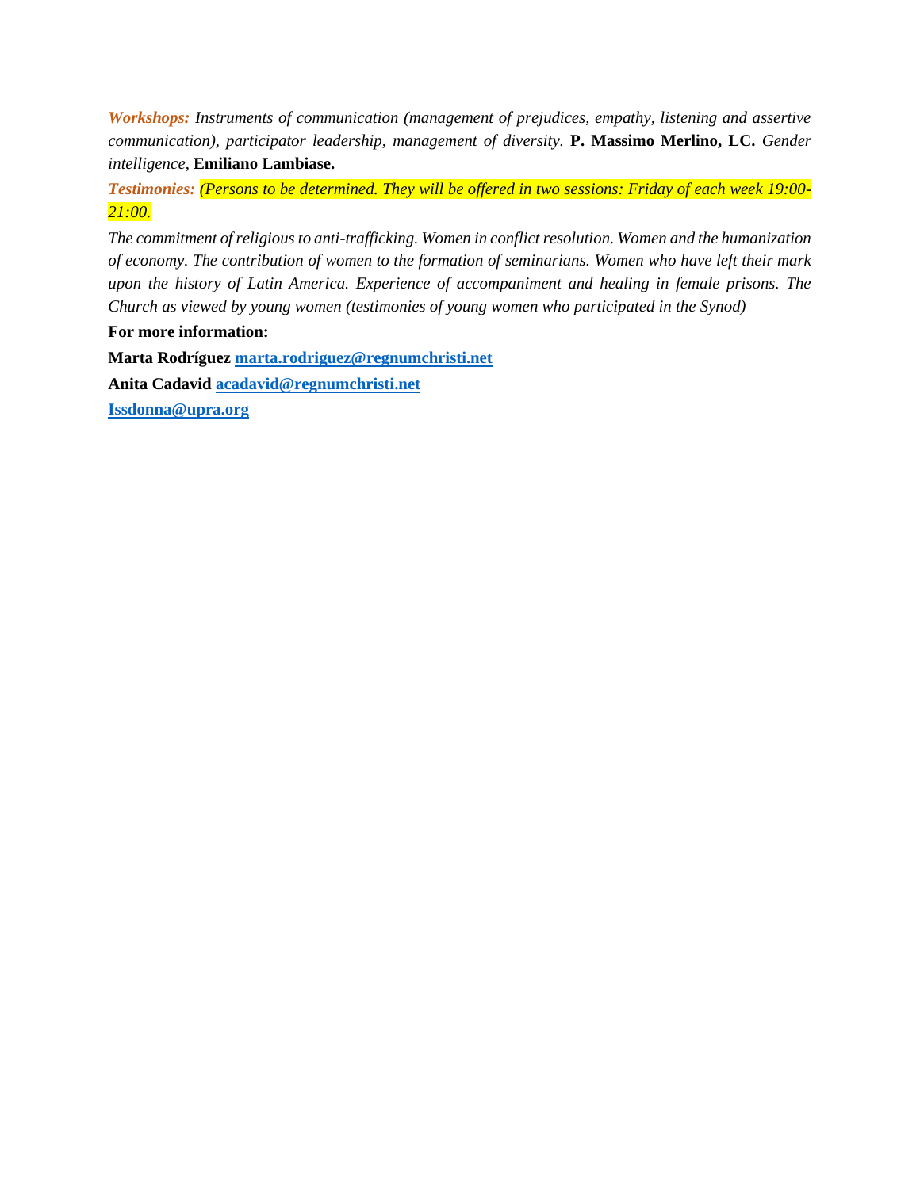***Workshops:*** *Instruments of communication (management of prejudices, empathy, listening and assertive communication), participator leadership, management of diversity.* **P. Massimo Merlino, LC.** *Gender intelligence*, **Emiliano Lambiase.**

***Testimonies:*** *(Persons to be determined. They will be offered in two sessions: Friday of each week 19:00-21:00.*

*The commitment of religious to anti-trafficking. Women in conflict resolution. Women and the humanization of economy. The contribution of women to the formation of seminarians. Women who have left their mark upon the history of Latin America. Experience of accompaniment and healing in female prisons. The Church as viewed by young women (testimonies of young women who participated in the Synod)*

**For more information:**

**Marta Rodríguez** marta.rodriguez@regnumchristi.net

**Anita Cadavid** acadavid@regnumchristi.net

Issdonna@upra.org